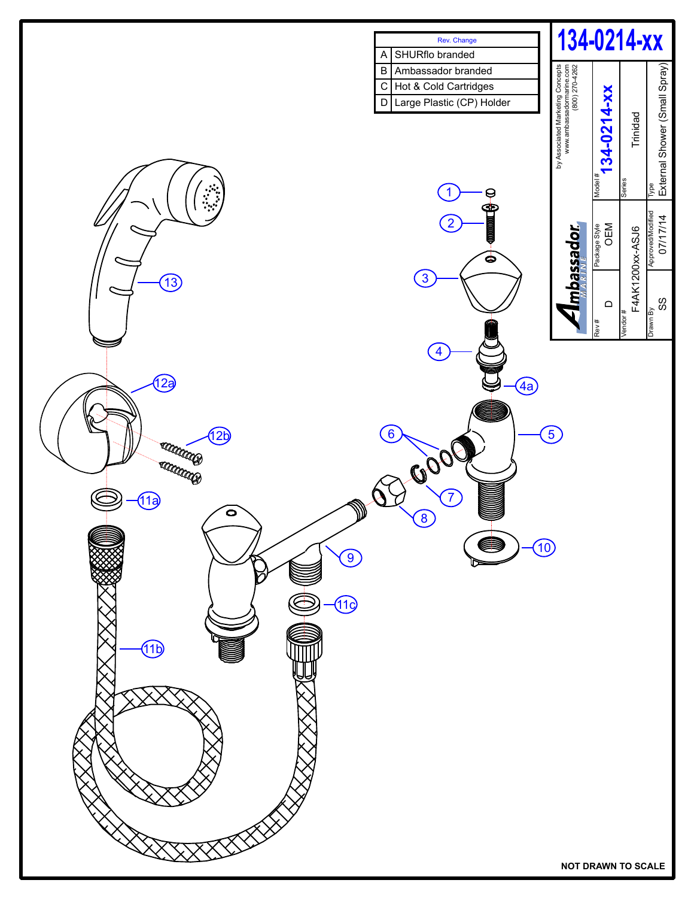# 134-0214-xx

| Rev. | Change |
| --- | --- |
| A | SHURflo branded |
| B | Ambassador branded |
| C | Hot & Cold Cartridges |
| D | Large Plastic (CP) Holder |

**Ambassador MARINE**

by Associated Marketing Concepts
www.ambassadormarine.com
(800) 270-4262

| | |
| --- | --- |
| Model # | 134-0214-xx |
| Series | Trinidad |
| Type | External Shower (Small Spray) |
| Rev # | D |
| Package Style | OEM |
| Vendor # | F4AK1200xx-ASJ6 |
| Drawn By | SS |
| Approved/Modified | 07/17/14 |

1, 2, 3, 4, 4a, 5, 6, 7, 8, 9, 10, 11a, 11b, 11c, 12a, 12b, 13

NOT DRAWN TO SCALE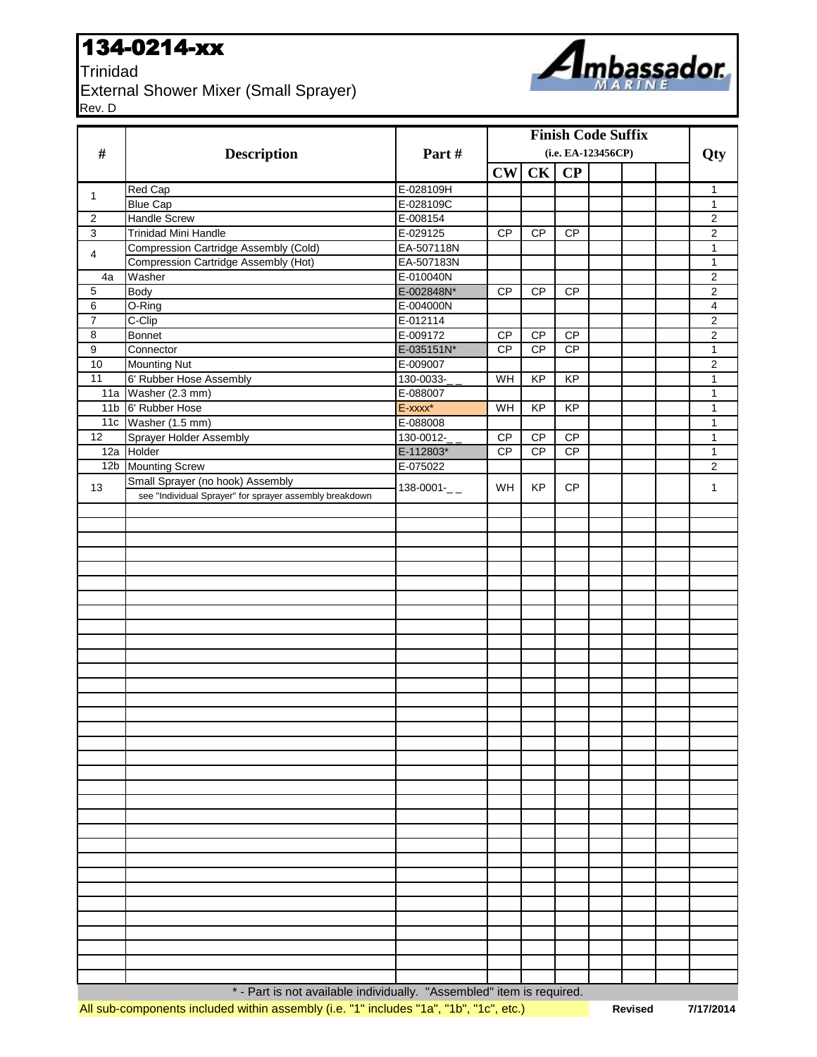# 134-0214-xx

Trinidad

External Shower Mixer (Small Sprayer)

Rev. D

| # | Description | Part # | Finish Code Suffix (i.e. EA-123456CP) | | | | | | Qty |
|---|---|---|---|---|---|---|---|---|---|
| | | | CW | CK | CP | | | | |
| 1 | Red Cap | E-028109H | | | | | | | 1 |
| | Blue Cap | E-028109C | | | | | | | 1 |
| 2 | Handle Screw | E-008154 | | | | | | | 2 |
| 3 | Trinidad Mini Handle | E-029125 | CP | CP | CP | | | | 2 |
| 4 | Compression Cartridge Assembly (Cold) | EA-507118N | | | | | | | 1 |
| | Compression Cartridge Assembly (Hot) | EA-507183N | | | | | | | 1 |
| 4a | Washer | E-010040N | | | | | | | 2 |
| 5 | Body | E-002848N* | CP | CP | CP | | | | 2 |
| 6 | O-Ring | E-004000N | | | | | | | 4 |
| 7 | C-Clip | E-012114 | | | | | | | 2 |
| 8 | Bonnet | E-009172 | CP | CP | CP | | | | 2 |
| 9 | Connector | E-035151N* | CP | CP | CP | | | | 1 |
| 10 | Mounting Nut | E-009007 | | | | | | | 2 |
| 11 | 6' Rubber Hose Assembly | 130-0033-_ _ | WH | KP | KP | | | | 1 |
| 11a | Washer (2.3 mm) | E-088007 | | | | | | | 1 |
| 11b | 6' Rubber Hose | E-xxxx* | WH | KP | KP | | | | 1 |
| 11c | Washer (1.5 mm) | E-088008 | | | | | | | 1 |
| 12 | Sprayer Holder Assembly | 130-0012-_ _ | CP | CP | CP | | | | 1 |
| 12a | Holder | E-112803* | CP | CP | CP | | | | 1 |
| 12b | Mounting Screw | E-075022 | | | | | | | 2 |
| 13 | Small Sprayer (no hook) Assembly<br>see "Individual Sprayer" for sprayer assembly breakdown | 138-0001-_ _ | WH | KP | CP | | | | 1 |

\* - Part is not available individually. "Assembled" item is required.

All sub-components included within assembly (i.e. "1" includes "1a", "1b", "1c", etc.)

**Revised** **7/17/2014**